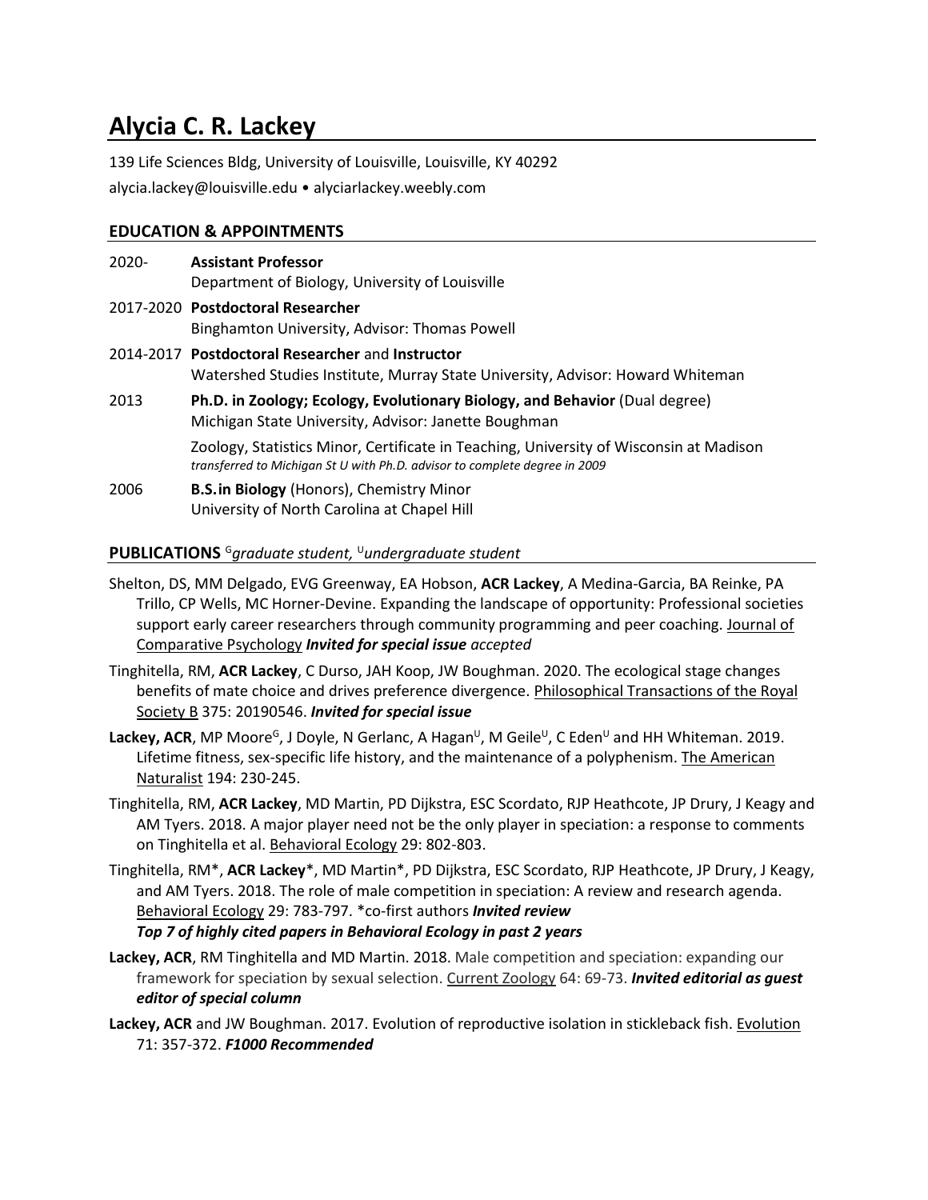# Alycia C. R. Lackey

139 Life Sciences Bldg, University of Louisville, Louisville, KY 40292

alycia.lackey@louisville.edu • alyciarlackey.weebly.com

## EDUCATION & APPOINTMENTS

2020- **Assistant Professor**
Department of Biology, University of Louisville

2017-2020 **Postdoctoral Researcher**
Binghamton University, Advisor: Thomas Powell

2014-2017 **Postdoctoral Researcher** and **Instructor**
Watershed Studies Institute, Murray State University, Advisor: Howard Whiteman

2013 **Ph.D. in Zoology; Ecology, Evolutionary Biology, and Behavior** (Dual degree)
Michigan State University, Advisor: Janette Boughman

Zoology, Statistics Minor, Certificate in Teaching, University of Wisconsin at Madison
*transferred to Michigan St U with Ph.D. advisor to complete degree in 2009*

2006 **B.S.in Biology** (Honors), Chemistry Minor
University of North Carolina at Chapel Hill

## PUBLICATIONS [G]*graduate student,* [U]*undergraduate student*

Shelton, DS, MM Delgado, EVG Greenway, EA Hobson, **ACR Lackey**, A Medina-Garcia, BA Reinke, PA Trillo, CP Wells, MC Horner-Devine. Expanding the landscape of opportunity: Professional societies support early career researchers through community programming and peer coaching. Journal of Comparative Psychology ***Invited for special issue*** *accepted*

Tinghitella, RM, **ACR Lackey**, C Durso, JAH Koop, JW Boughman. 2020. The ecological stage changes benefits of mate choice and drives preference divergence. Philosophical Transactions of the Royal Society B 375: 20190546. ***Invited for special issue***

**Lackey, ACR**, MP Moore[G], J Doyle, N Gerlanc, A Hagan[U], M Geile[U], C Eden[U] and HH Whiteman. 2019. Lifetime fitness, sex-specific life history, and the maintenance of a polyphenism. The American Naturalist 194: 230-245.

Tinghitella, RM, **ACR Lackey**, MD Martin, PD Dijkstra, ESC Scordato, RJP Heathcote, JP Drury, J Keagy and AM Tyers. 2018. A major player need not be the only player in speciation: a response to comments on Tinghitella et al. Behavioral Ecology 29: 802-803.

Tinghitella, RM*, **ACR Lackey***, MD Martin*, PD Dijkstra, ESC Scordato, RJP Heathcote, JP Drury, J Keagy, and AM Tyers. 2018. The role of male competition in speciation: A review and research agenda. Behavioral Ecology 29: 783-797. *co-first authors ***Invited review***
***Top 7 of highly cited papers in Behavioral Ecology in past 2 years***

**Lackey, ACR**, RM Tinghitella and MD Martin. 2018. Male competition and speciation: expanding our framework for speciation by sexual selection. Current Zoology 64: 69-73. ***Invited editorial as guest editor of special column***

**Lackey, ACR** and JW Boughman. 2017. Evolution of reproductive isolation in stickleback fish. Evolution 71: 357-372. ***F1000 Recommended***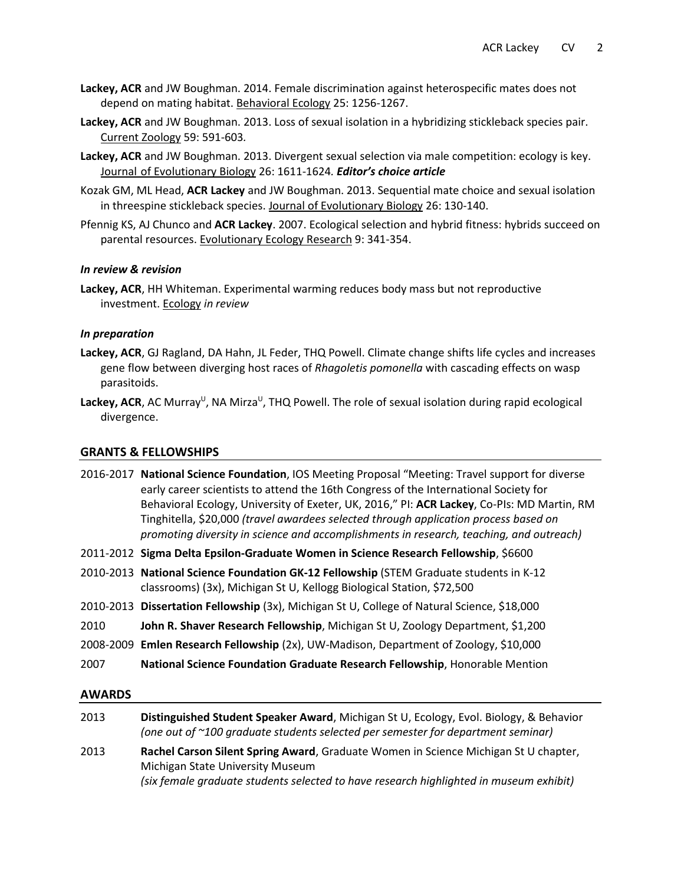**Lackey, ACR** and JW Boughman. 2014. Female discrimination against heterospecific mates does not depend on mating habitat. Behavioral Ecology 25: 1256-1267.

**Lackey, ACR** and JW Boughman. 2013. Loss of sexual isolation in a hybridizing stickleback species pair. Current Zoology 59: 591-603.

**Lackey, ACR** and JW Boughman. 2013. Divergent sexual selection via male competition: ecology is key. Journal of Evolutionary Biology 26: 1611-1624. ***Editor's choice article***

Kozak GM, ML Head, **ACR Lackey** and JW Boughman. 2013. Sequential mate choice and sexual isolation in threespine stickleback species. Journal of Evolutionary Biology 26: 130-140.

Pfennig KS, AJ Chunco and **ACR Lackey**. 2007. Ecological selection and hybrid fitness: hybrids succeed on parental resources. Evolutionary Ecology Research 9: 341-354.

### *In review & revision*

**Lackey, ACR**, HH Whiteman. Experimental warming reduces body mass but not reproductive investment. Ecology *in review*

### *In preparation*

**Lackey, ACR**, GJ Ragland, DA Hahn, JL Feder, THQ Powell. Climate change shifts life cycles and increases gene flow between diverging host races of *Rhagoletis pomonella* with cascading effects on wasp parasitoids.

**Lackey, ACR**, AC Murray[U], NA Mirza[U], THQ Powell. The role of sexual isolation during rapid ecological divergence.

## GRANTS & FELLOWSHIPS

2016-2017 **National Science Foundation**, IOS Meeting Proposal "Meeting: Travel support for diverse early career scientists to attend the 16th Congress of the International Society for Behavioral Ecology, University of Exeter, UK, 2016," PI: **ACR Lackey**, Co-PIs: MD Martin, RM Tinghitella, $20,000 *(travel awardees selected through application process based on promoting diversity in science and accomplishments in research, teaching, and outreach)*

2011-2012 **Sigma Delta Epsilon-Graduate Women in Science Research Fellowship**, $6600

2010-2013 **National Science Foundation GK-12 Fellowship** (STEM Graduate students in K-12 classrooms) (3x), Michigan St U, Kellogg Biological Station, $72,500

2010-2013 **Dissertation Fellowship** (3x), Michigan St U, College of Natural Science, $18,000

2010 **John R. Shaver Research Fellowship**, Michigan St U, Zoology Department, $1,200

2008-2009 **Emlen Research Fellowship** (2x), UW-Madison, Department of Zoology, $10,000

2007 **National Science Foundation Graduate Research Fellowship**, Honorable Mention

## AWARDS

2013 **Distinguished Student Speaker Award**, Michigan St U, Ecology, Evol. Biology, & Behavior *(one out of ~100 graduate students selected per semester for department seminar)*

2013 **Rachel Carson Silent Spring Award**, Graduate Women in Science Michigan St U chapter, Michigan State University Museum
*(six female graduate students selected to have research highlighted in museum exhibit)*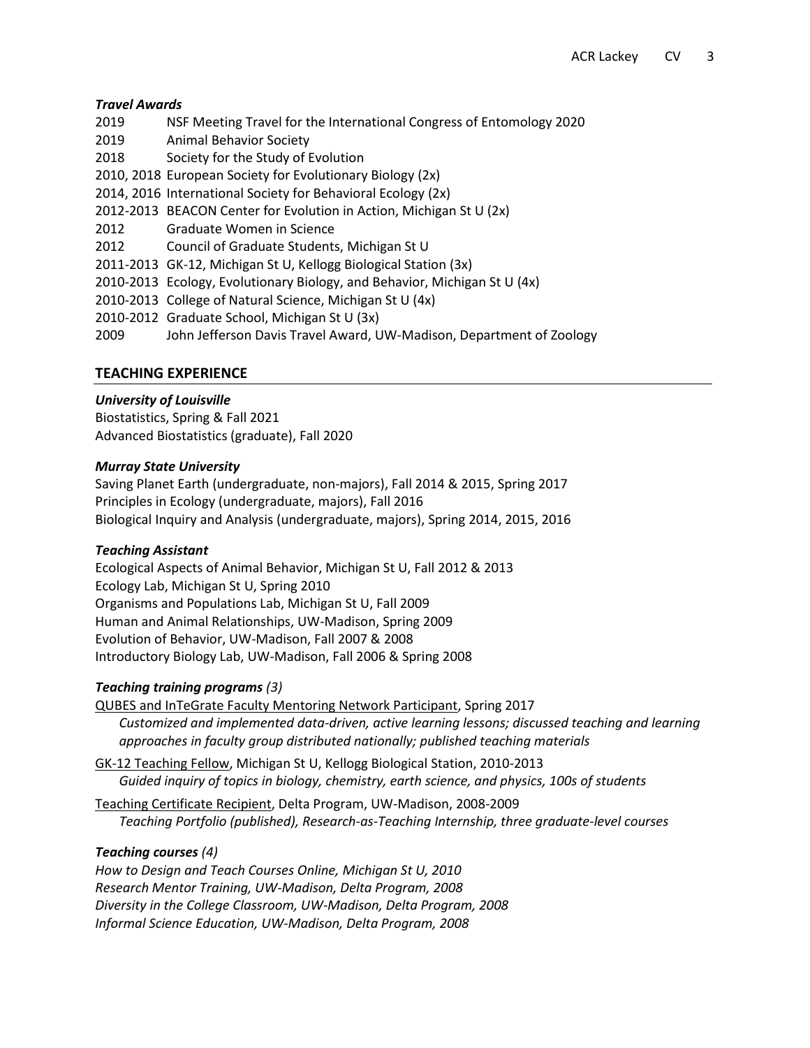### *Travel Awards*

2019 NSF Meeting Travel for the International Congress of Entomology 2020
2019 Animal Behavior Society
2018 Society for the Study of Evolution
2010, 2018 European Society for Evolutionary Biology (2x)
2014, 2016 International Society for Behavioral Ecology (2x)
2012-2013 BEACON Center for Evolution in Action, Michigan St U (2x)
2012 Graduate Women in Science
2012 Council of Graduate Students, Michigan St U
2011-2013 GK-12, Michigan St U, Kellogg Biological Station (3x)
2010-2013 Ecology, Evolutionary Biology, and Behavior, Michigan St U (4x)
2010-2013 College of Natural Science, Michigan St U (4x)
2010-2012 Graduate School, Michigan St U (3x)
2009 John Jefferson Davis Travel Award, UW-Madison, Department of Zoology

## TEACHING EXPERIENCE

### *University of Louisville*

Biostatistics, Spring & Fall 2021
Advanced Biostatistics (graduate), Fall 2020

### *Murray State University*

Saving Planet Earth (undergraduate, non-majors), Fall 2014 & 2015, Spring 2017
Principles in Ecology (undergraduate, majors), Fall 2016
Biological Inquiry and Analysis (undergraduate, majors), Spring 2014, 2015, 2016

### *Teaching Assistant*

Ecological Aspects of Animal Behavior, Michigan St U, Fall 2012 & 2013
Ecology Lab, Michigan St U, Spring 2010
Organisms and Populations Lab, Michigan St U, Fall 2009
Human and Animal Relationships, UW-Madison, Spring 2009
Evolution of Behavior, UW-Madison, Fall 2007 & 2008
Introductory Biology Lab, UW-Madison, Fall 2006 & Spring 2008

### *Teaching training programs (3)*

QUBES and InTeGrate Faculty Mentoring Network Participant, Spring 2017
*Customized and implemented data-driven, active learning lessons; discussed teaching and learning approaches in faculty group distributed nationally; published teaching materials*

GK-12 Teaching Fellow, Michigan St U, Kellogg Biological Station, 2010-2013
*Guided inquiry of topics in biology, chemistry, earth science, and physics, 100s of students*

Teaching Certificate Recipient, Delta Program, UW-Madison, 2008-2009
*Teaching Portfolio (published), Research-as-Teaching Internship, three graduate-level courses*

### *Teaching courses (4)*

*How to Design and Teach Courses Online, Michigan St U, 2010*
*Research Mentor Training, UW-Madison, Delta Program, 2008*
*Diversity in the College Classroom, UW-Madison, Delta Program, 2008*
*Informal Science Education, UW-Madison, Delta Program, 2008*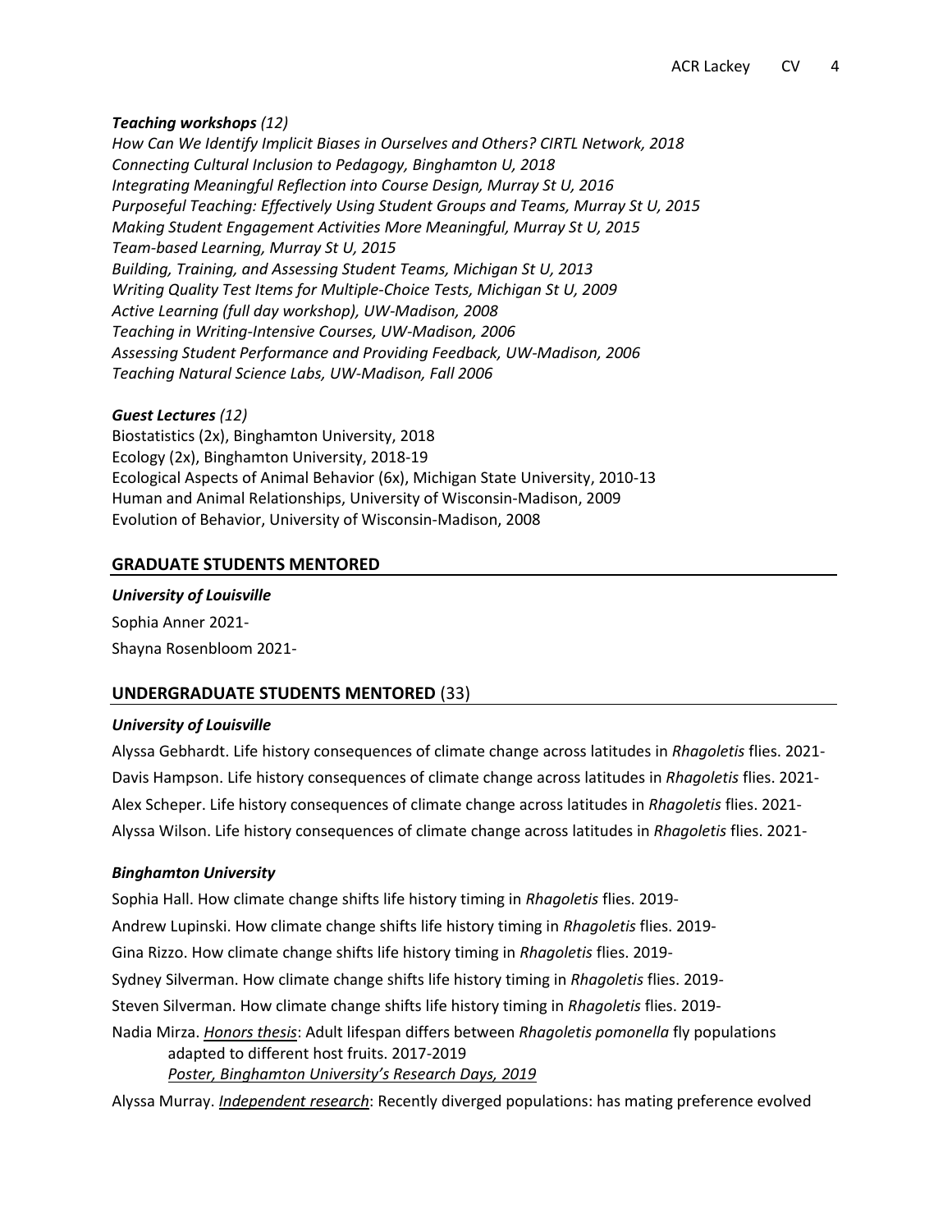***Teaching workshops*** *(12)*

*How Can We Identify Implicit Biases in Ourselves and Others? CIRTL Network, 2018*
*Connecting Cultural Inclusion to Pedagogy, Binghamton U, 2018*
*Integrating Meaningful Reflection into Course Design, Murray St U, 2016*
*Purposeful Teaching: Effectively Using Student Groups and Teams, Murray St U, 2015*
*Making Student Engagement Activities More Meaningful, Murray St U, 2015*
*Team-based Learning, Murray St U, 2015*
*Building, Training, and Assessing Student Teams, Michigan St U, 2013*
*Writing Quality Test Items for Multiple-Choice Tests, Michigan St U, 2009*
*Active Learning (full day workshop), UW-Madison, 2008*
*Teaching in Writing-Intensive Courses, UW-Madison, 2006*
*Assessing Student Performance and Providing Feedback, UW-Madison, 2006*
*Teaching Natural Science Labs, UW-Madison, Fall 2006*

***Guest Lectures*** *(12)*

Biostatistics (2x), Binghamton University, 2018
Ecology (2x), Binghamton University, 2018-19
Ecological Aspects of Animal Behavior (6x), Michigan State University, 2010-13
Human and Animal Relationships, University of Wisconsin-Madison, 2009
Evolution of Behavior, University of Wisconsin-Madison, 2008

## GRADUATE STUDENTS MENTORED

***University of Louisville***

Sophia Anner 2021-

Shayna Rosenbloom 2021-

## UNDERGRADUATE STUDENTS MENTORED (33)

***University of Louisville***

Alyssa Gebhardt. Life history consequences of climate change across latitudes in *Rhagoletis* flies. 2021-

Davis Hampson. Life history consequences of climate change across latitudes in *Rhagoletis* flies. 2021-

Alex Scheper. Life history consequences of climate change across latitudes in *Rhagoletis* flies. 2021-

Alyssa Wilson. Life history consequences of climate change across latitudes in *Rhagoletis* flies. 2021-

***Binghamton University***

Sophia Hall. How climate change shifts life history timing in *Rhagoletis* flies. 2019-

Andrew Lupinski. How climate change shifts life history timing in *Rhagoletis* flies. 2019-

Gina Rizzo. How climate change shifts life history timing in *Rhagoletis* flies. 2019-

Sydney Silverman. How climate change shifts life history timing in *Rhagoletis* flies. 2019-

Steven Silverman. How climate change shifts life history timing in *Rhagoletis* flies. 2019-

Nadia Mirza. *Honors thesis*: Adult lifespan differs between *Rhagoletis pomonella* fly populations adapted to different host fruits. 2017-2019
*Poster, Binghamton University's Research Days, 2019*

Alyssa Murray. *Independent research*: Recently diverged populations: has mating preference evolved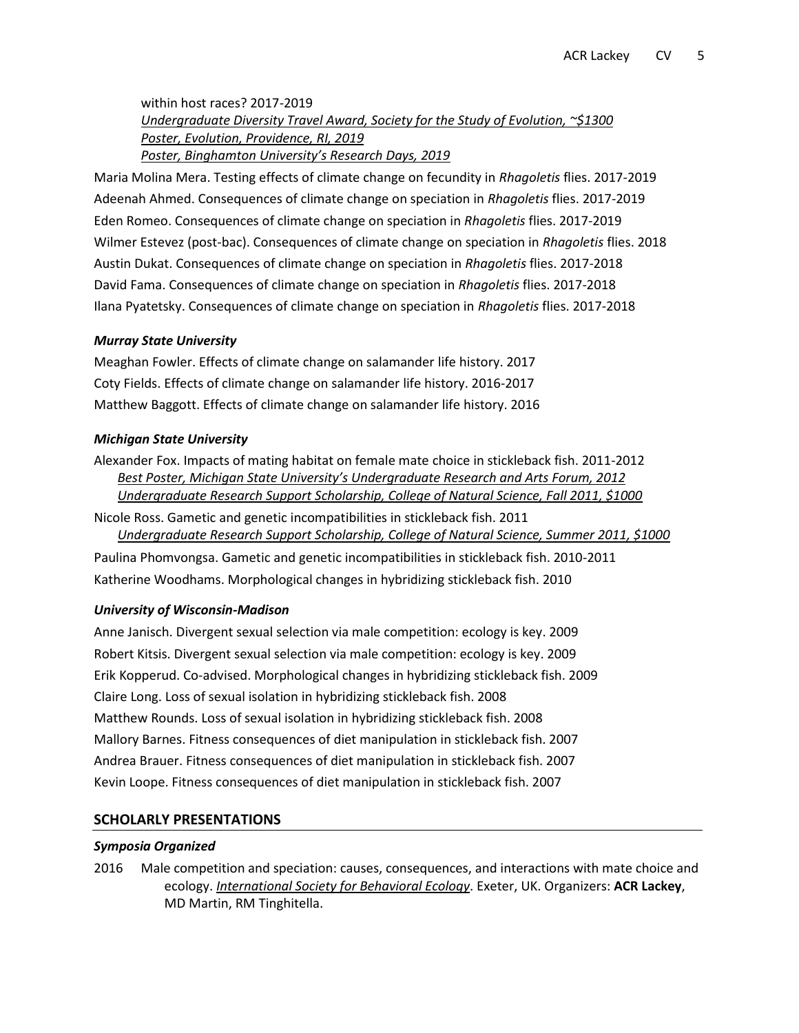within host races? 2017-2019
*Undergraduate Diversity Travel Award, Society for the Study of Evolution, ~$1300*
*Poster, Evolution, Providence, RI, 2019*
*Poster, Binghamton University's Research Days, 2019*

Maria Molina Mera. Testing effects of climate change on fecundity in *Rhagoletis* flies. 2017-2019
Adeenah Ahmed. Consequences of climate change on speciation in *Rhagoletis* flies. 2017-2019
Eden Romeo. Consequences of climate change on speciation in *Rhagoletis* flies. 2017-2019
Wilmer Estevez (post-bac). Consequences of climate change on speciation in *Rhagoletis* flies. 2018
Austin Dukat. Consequences of climate change on speciation in *Rhagoletis* flies. 2017-2018
David Fama. Consequences of climate change on speciation in *Rhagoletis* flies. 2017-2018
Ilana Pyatetsky. Consequences of climate change on speciation in *Rhagoletis* flies. 2017-2018

### *Murray State University*

Meaghan Fowler. Effects of climate change on salamander life history. 2017
Coty Fields. Effects of climate change on salamander life history. 2016-2017
Matthew Baggott. Effects of climate change on salamander life history. 2016

### *Michigan State University*

Alexander Fox. Impacts of mating habitat on female mate choice in stickleback fish. 2011-2012
*Best Poster, Michigan State University's Undergraduate Research and Arts Forum, 2012*
*Undergraduate Research Support Scholarship, College of Natural Science, Fall 2011, $1000*

Nicole Ross. Gametic and genetic incompatibilities in stickleback fish. 2011
*Undergraduate Research Support Scholarship, College of Natural Science, Summer 2011, $1000*

Paulina Phomvongsa. Gametic and genetic incompatibilities in stickleback fish. 2010-2011
Katherine Woodhams. Morphological changes in hybridizing stickleback fish. 2010

### *University of Wisconsin-Madison*

Anne Janisch. Divergent sexual selection via male competition: ecology is key. 2009
Robert Kitsis. Divergent sexual selection via male competition: ecology is key. 2009
Erik Kopperud. Co-advised. Morphological changes in hybridizing stickleback fish. 2009
Claire Long. Loss of sexual isolation in hybridizing stickleback fish. 2008
Matthew Rounds. Loss of sexual isolation in hybridizing stickleback fish. 2008
Mallory Barnes. Fitness consequences of diet manipulation in stickleback fish. 2007
Andrea Brauer. Fitness consequences of diet manipulation in stickleback fish. 2007
Kevin Loope. Fitness consequences of diet manipulation in stickleback fish. 2007

## SCHOLARLY PRESENTATIONS

### *Symposia Organized*

2016 Male competition and speciation: causes, consequences, and interactions with mate choice and ecology. *International Society for Behavioral Ecology*. Exeter, UK. Organizers: **ACR Lackey**, MD Martin, RM Tinghitella.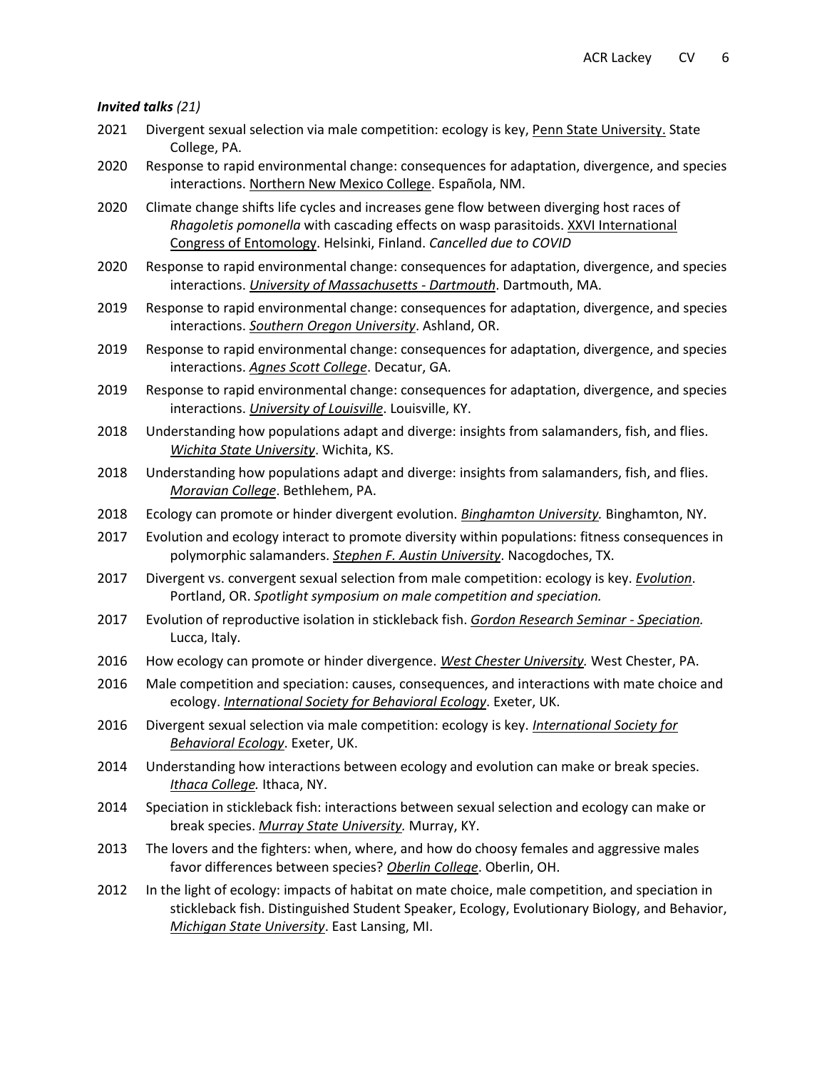***Invited talks** (21)*

2021 Divergent sexual selection via male competition: ecology is key, Penn State University. State College, PA.

2020 Response to rapid environmental change: consequences for adaptation, divergence, and species interactions. Northern New Mexico College. Española, NM.

2020 Climate change shifts life cycles and increases gene flow between diverging host races of *Rhagoletis pomonella* with cascading effects on wasp parasitoids. XXVI International Congress of Entomology. Helsinki, Finland. *Cancelled due to COVID*

2020 Response to rapid environmental change: consequences for adaptation, divergence, and species interactions. ***University of Massachusetts - Dartmouth***. Dartmouth, MA.

2019 Response to rapid environmental change: consequences for adaptation, divergence, and species interactions. ***Southern Oregon University***. Ashland, OR.

2019 Response to rapid environmental change: consequences for adaptation, divergence, and species interactions. ***Agnes Scott College***. Decatur, GA.

2019 Response to rapid environmental change: consequences for adaptation, divergence, and species interactions. ***University of Louisville***. Louisville, KY.

2018 Understanding how populations adapt and diverge: insights from salamanders, fish, and flies. ***Wichita State University***. Wichita, KS.

2018 Understanding how populations adapt and diverge: insights from salamanders, fish, and flies. ***Moravian College***. Bethlehem, PA.

2018 Ecology can promote or hinder divergent evolution. ***Binghamton University.*** Binghamton, NY.

2017 Evolution and ecology interact to promote diversity within populations: fitness consequences in polymorphic salamanders. ***Stephen F. Austin University***. Nacogdoches, TX.

2017 Divergent vs. convergent sexual selection from male competition: ecology is key. ***Evolution***. Portland, OR. *Spotlight symposium on male competition and speciation.*

2017 Evolution of reproductive isolation in stickleback fish. ***Gordon Research Seminar - Speciation.*** Lucca, Italy.

2016 How ecology can promote or hinder divergence. ***West Chester University.*** West Chester, PA.

2016 Male competition and speciation: causes, consequences, and interactions with mate choice and ecology. ***International Society for Behavioral Ecology***. Exeter, UK.

2016 Divergent sexual selection via male competition: ecology is key. ***International Society for Behavioral Ecology***. Exeter, UK.

2014 Understanding how interactions between ecology and evolution can make or break species. ***Ithaca College.*** Ithaca, NY.

2014 Speciation in stickleback fish: interactions between sexual selection and ecology can make or break species. ***Murray State University.*** Murray, KY.

2013 The lovers and the fighters: when, where, and how do choosy females and aggressive males favor differences between species? ***Oberlin College***. Oberlin, OH.

2012 In the light of ecology: impacts of habitat on mate choice, male competition, and speciation in stickleback fish. Distinguished Student Speaker, Ecology, Evolutionary Biology, and Behavior, ***Michigan State University***. East Lansing, MI.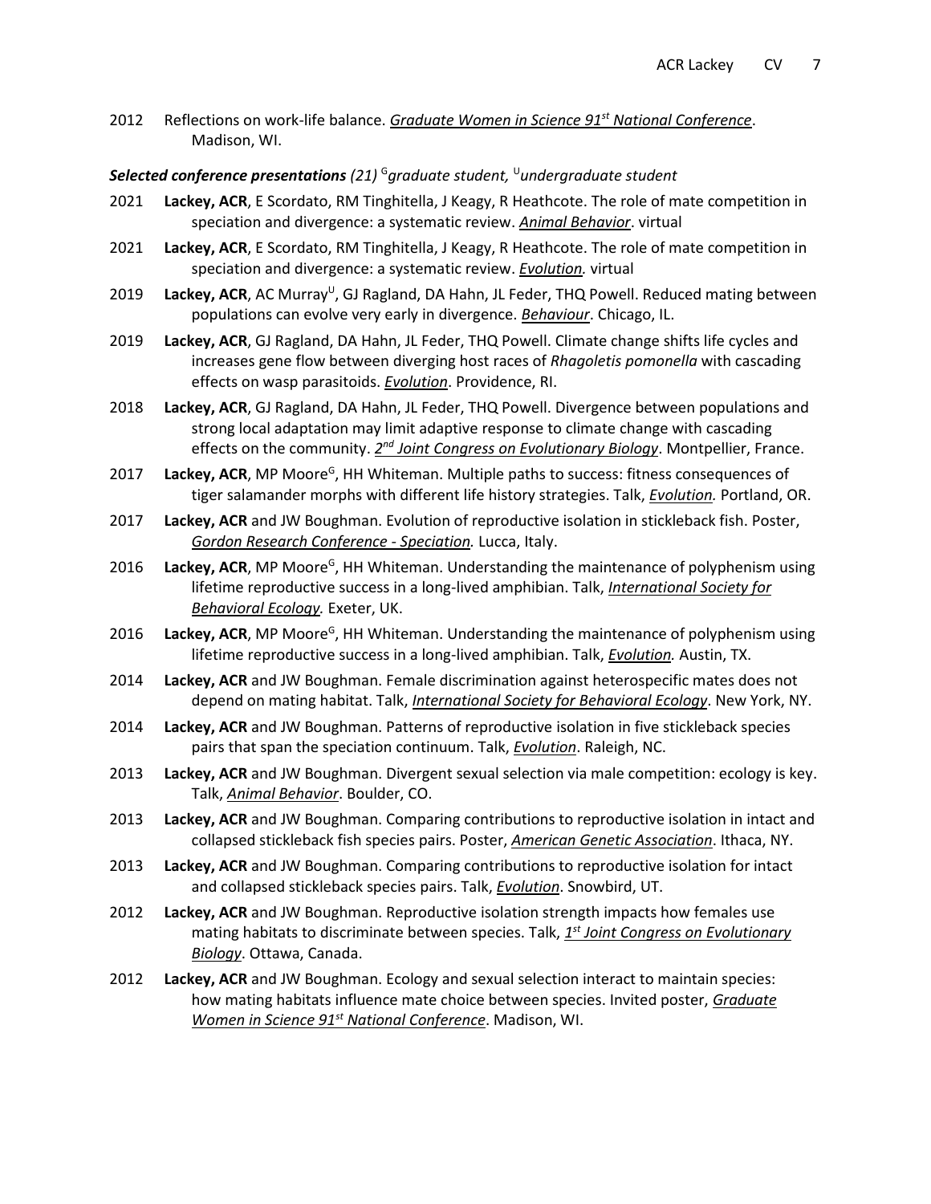2012 Reflections on work-life balance. ***Graduate Women in Science 91st National Conference***. Madison, WI.

***Selected conference presentations** (21) [G]graduate student, [U]undergraduate student*

2021 **Lackey, ACR**, E Scordato, RM Tinghitella, J Keagy, R Heathcote. The role of mate competition in speciation and divergence: a systematic review. ***Animal Behavior***. virtual

2021 **Lackey, ACR**, E Scordato, RM Tinghitella, J Keagy, R Heathcote. The role of mate competition in speciation and divergence: a systematic review. ***Evolution.*** virtual

2019 **Lackey, ACR**, AC Murray[U], GJ Ragland, DA Hahn, JL Feder, THQ Powell. Reduced mating between populations can evolve very early in divergence. ***Behaviour***. Chicago, IL.

2019 **Lackey, ACR**, GJ Ragland, DA Hahn, JL Feder, THQ Powell. Climate change shifts life cycles and increases gene flow between diverging host races of *Rhagoletis pomonella* with cascading effects on wasp parasitoids. ***Evolution***. Providence, RI.

2018 **Lackey, ACR**, GJ Ragland, DA Hahn, JL Feder, THQ Powell. Divergence between populations and strong local adaptation may limit adaptive response to climate change with cascading effects on the community. ***2nd Joint Congress on Evolutionary Biology***. Montpellier, France.

2017 **Lackey, ACR**, MP Moore[G], HH Whiteman. Multiple paths to success: fitness consequences of tiger salamander morphs with different life history strategies. Talk, ***Evolution.*** Portland, OR.

2017 **Lackey, ACR** and JW Boughman. Evolution of reproductive isolation in stickleback fish. Poster, *Gordon Research Conference - Speciation.* Lucca, Italy.

2016 **Lackey, ACR**, MP Moore[G], HH Whiteman. Understanding the maintenance of polyphenism using lifetime reproductive success in a long-lived amphibian. Talk, *International Society for Behavioral Ecology.* Exeter, UK.

2016 **Lackey, ACR**, MP Moore[G], HH Whiteman. Understanding the maintenance of polyphenism using lifetime reproductive success in a long-lived amphibian. Talk, *Evolution.* Austin, TX.

2014 **Lackey, ACR** and JW Boughman. Female discrimination against heterospecific mates does not depend on mating habitat. Talk, ***International Society for Behavioral Ecology***. New York, NY.

2014 **Lackey, ACR** and JW Boughman. Patterns of reproductive isolation in five stickleback species pairs that span the speciation continuum. Talk, ***Evolution***. Raleigh, NC.

2013 **Lackey, ACR** and JW Boughman. Divergent sexual selection via male competition: ecology is key. Talk, ***Animal Behavior***. Boulder, CO.

2013 **Lackey, ACR** and JW Boughman. Comparing contributions to reproductive isolation in intact and collapsed stickleback fish species pairs. Poster, ***American Genetic Association***. Ithaca, NY.

2013 **Lackey, ACR** and JW Boughman. Comparing contributions to reproductive isolation for intact and collapsed stickleback species pairs. Talk, ***Evolution***. Snowbird, UT.

2012 **Lackey, ACR** and JW Boughman. Reproductive isolation strength impacts how females use mating habitats to discriminate between species. Talk, ***1st Joint Congress on Evolutionary Biology***. Ottawa, Canada.

2012 **Lackey, ACR** and JW Boughman. Ecology and sexual selection interact to maintain species: how mating habitats influence mate choice between species. Invited poster, ***Graduate Women in Science 91st National Conference***. Madison, WI.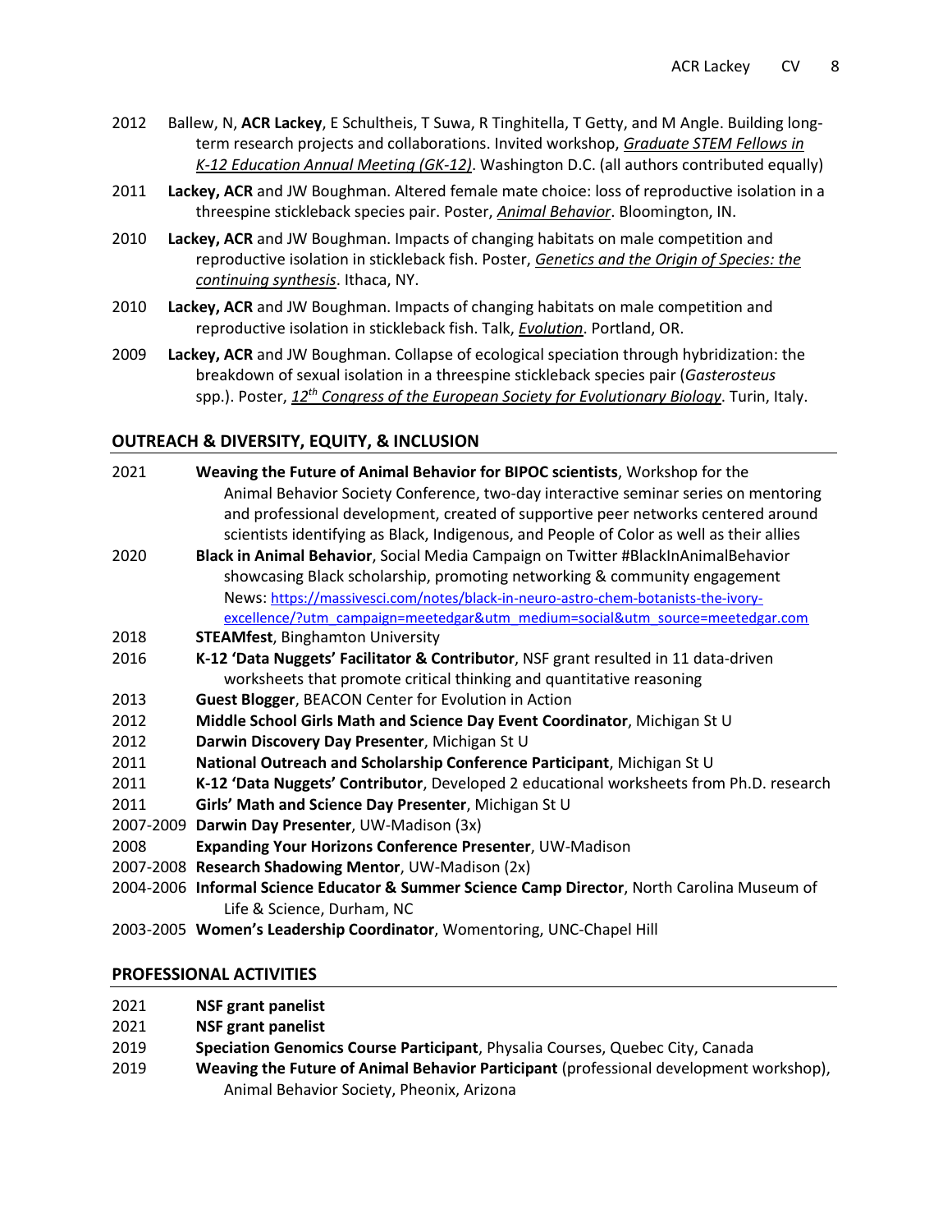2012 Ballew, N, **ACR Lackey**, E Schultheis, T Suwa, R Tinghitella, T Getty, and M Angle. Building long-term research projects and collaborations. Invited workshop, *Graduate STEM Fellows in K-12 Education Annual Meeting (GK-12)*. Washington D.C. (all authors contributed equally)

2011 **Lackey, ACR** and JW Boughman. Altered female mate choice: loss of reproductive isolation in a threespine stickleback species pair. Poster, *Animal Behavior*. Bloomington, IN.

2010 **Lackey, ACR** and JW Boughman. Impacts of changing habitats on male competition and reproductive isolation in stickleback fish. Poster, *Genetics and the Origin of Species: the continuing synthesis*. Ithaca, NY.

2010 **Lackey, ACR** and JW Boughman. Impacts of changing habitats on male competition and reproductive isolation in stickleback fish. Talk, *Evolution*. Portland, OR.

2009 **Lackey, ACR** and JW Boughman. Collapse of ecological speciation through hybridization: the breakdown of sexual isolation in a threespine stickleback species pair (*Gasterosteus* spp.). Poster, *12th Congress of the European Society for Evolutionary Biology*. Turin, Italy.

## OUTREACH & DIVERSITY, EQUITY, & INCLUSION

2021 **Weaving the Future of Animal Behavior for BIPOC scientists**, Workshop for the Animal Behavior Society Conference, two-day interactive seminar series on mentoring and professional development, created of supportive peer networks centered around scientists identifying as Black, Indigenous, and People of Color as well as their allies

2020 **Black in Animal Behavior**, Social Media Campaign on Twitter #BlackInAnimalBehavior showcasing Black scholarship, promoting networking & community engagement News: https://massivesci.com/notes/black-in-neuro-astro-chem-botanists-the-ivory-excellence/?utm_campaign=meetedgar&utm_medium=social&utm_source=meetedgar.com

2018 **STEAMfest**, Binghamton University

2016 **K-12 'Data Nuggets' Facilitator & Contributor**, NSF grant resulted in 11 data-driven worksheets that promote critical thinking and quantitative reasoning

2013 **Guest Blogger**, BEACON Center for Evolution in Action

2012 **Middle School Girls Math and Science Day Event Coordinator**, Michigan St U

2012 **Darwin Discovery Day Presenter**, Michigan St U

2011 **National Outreach and Scholarship Conference Participant**, Michigan St U

2011 **K-12 'Data Nuggets' Contributor**, Developed 2 educational worksheets from Ph.D. research

2011 **Girls' Math and Science Day Presenter**, Michigan St U

2007-2009 **Darwin Day Presenter**, UW-Madison (3x)

2008 **Expanding Your Horizons Conference Presenter**, UW-Madison

2007-2008 **Research Shadowing Mentor**, UW-Madison (2x)

2004-2006 **Informal Science Educator & Summer Science Camp Director**, North Carolina Museum of Life & Science, Durham, NC

2003-2005 **Women's Leadership Coordinator**, Womentoring, UNC-Chapel Hill

## PROFESSIONAL ACTIVITIES

2021 **NSF grant panelist**

2021 **NSF grant panelist**

2019 **Speciation Genomics Course Participant**, Physalia Courses, Quebec City, Canada

2019 **Weaving the Future of Animal Behavior Participant** (professional development workshop), Animal Behavior Society, Pheonix, Arizona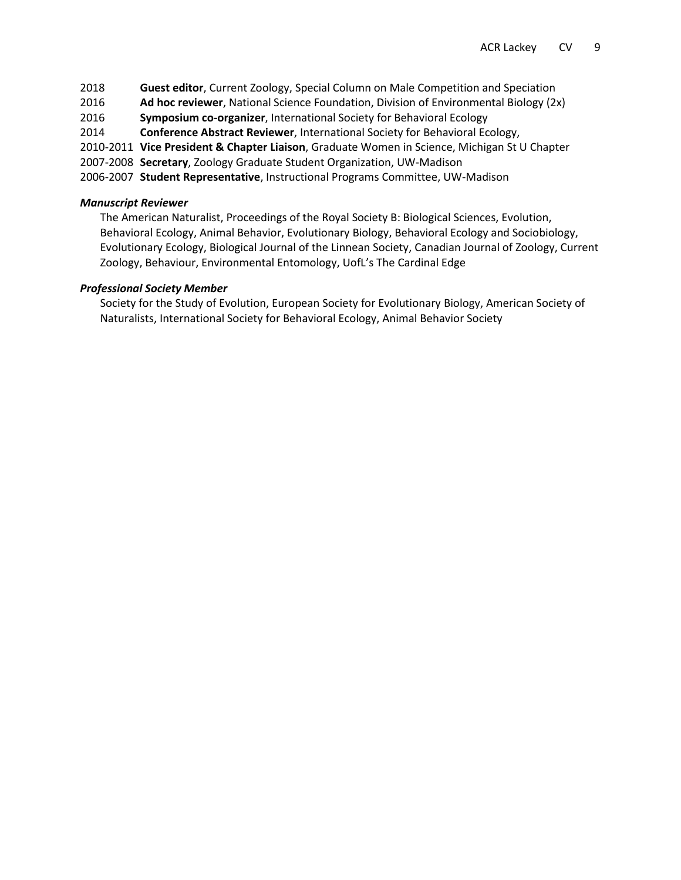2018 **Guest editor**, Current Zoology, Special Column on Male Competition and Speciation
2016 **Ad hoc reviewer**, National Science Foundation, Division of Environmental Biology (2x)
2016 **Symposium co-organizer**, International Society for Behavioral Ecology
2014 **Conference Abstract Reviewer**, International Society for Behavioral Ecology,
2010-2011 **Vice President & Chapter Liaison**, Graduate Women in Science, Michigan St U Chapter
2007-2008 **Secretary**, Zoology Graduate Student Organization, UW-Madison
2006-2007 **Student Representative**, Instructional Programs Committee, UW-Madison

***Manuscript Reviewer***

The American Naturalist, Proceedings of the Royal Society B: Biological Sciences, Evolution, Behavioral Ecology, Animal Behavior, Evolutionary Biology, Behavioral Ecology and Sociobiology, Evolutionary Ecology, Biological Journal of the Linnean Society, Canadian Journal of Zoology, Current Zoology, Behaviour, Environmental Entomology, UofL's The Cardinal Edge

***Professional Society Member***

Society for the Study of Evolution, European Society for Evolutionary Biology, American Society of Naturalists, International Society for Behavioral Ecology, Animal Behavior Society